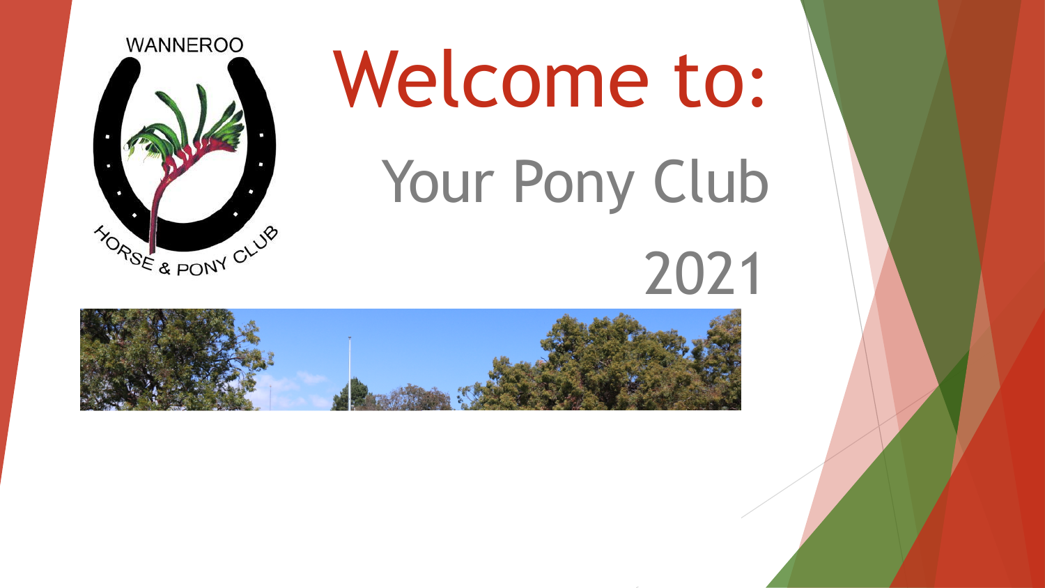WANNEROO HORSE & PONY CLUB

# Welcome to:

## Your Pony Club

## 2021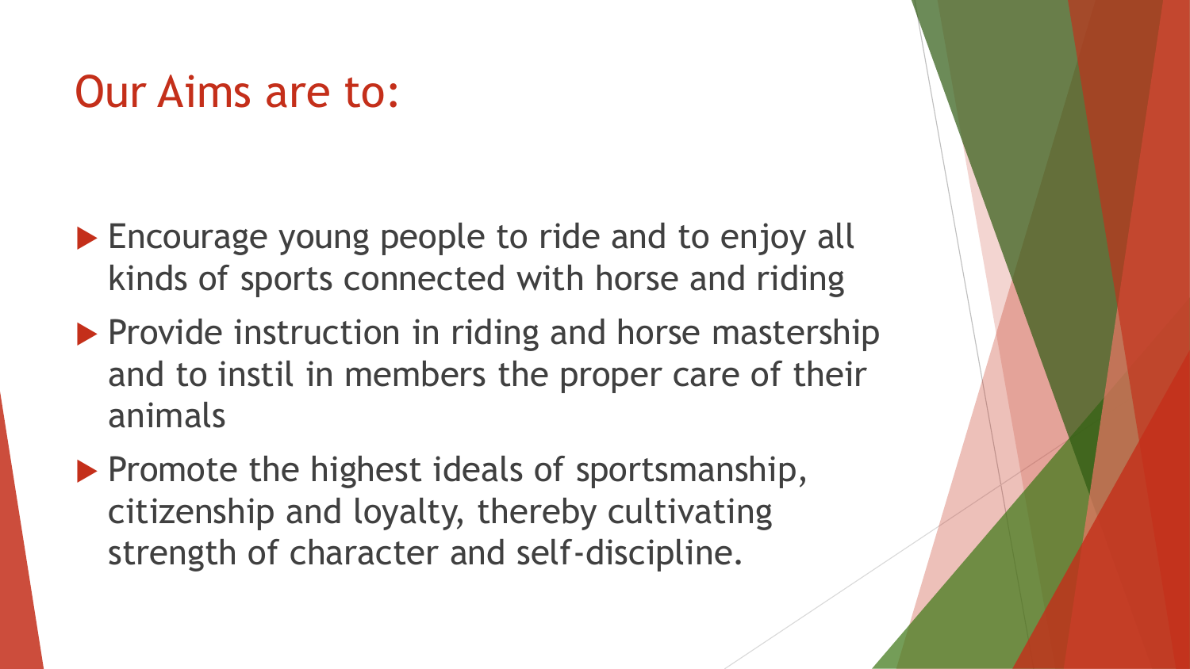# Our Aims are to:

- Encourage young people to ride and to enjoy all kinds of sports connected with horse and riding
- Provide instruction in riding and horse mastership and to instil in members the proper care of their animals
- Promote the highest ideals of sportsmanship, citizenship and loyalty, thereby cultivating strength of character and self-discipline.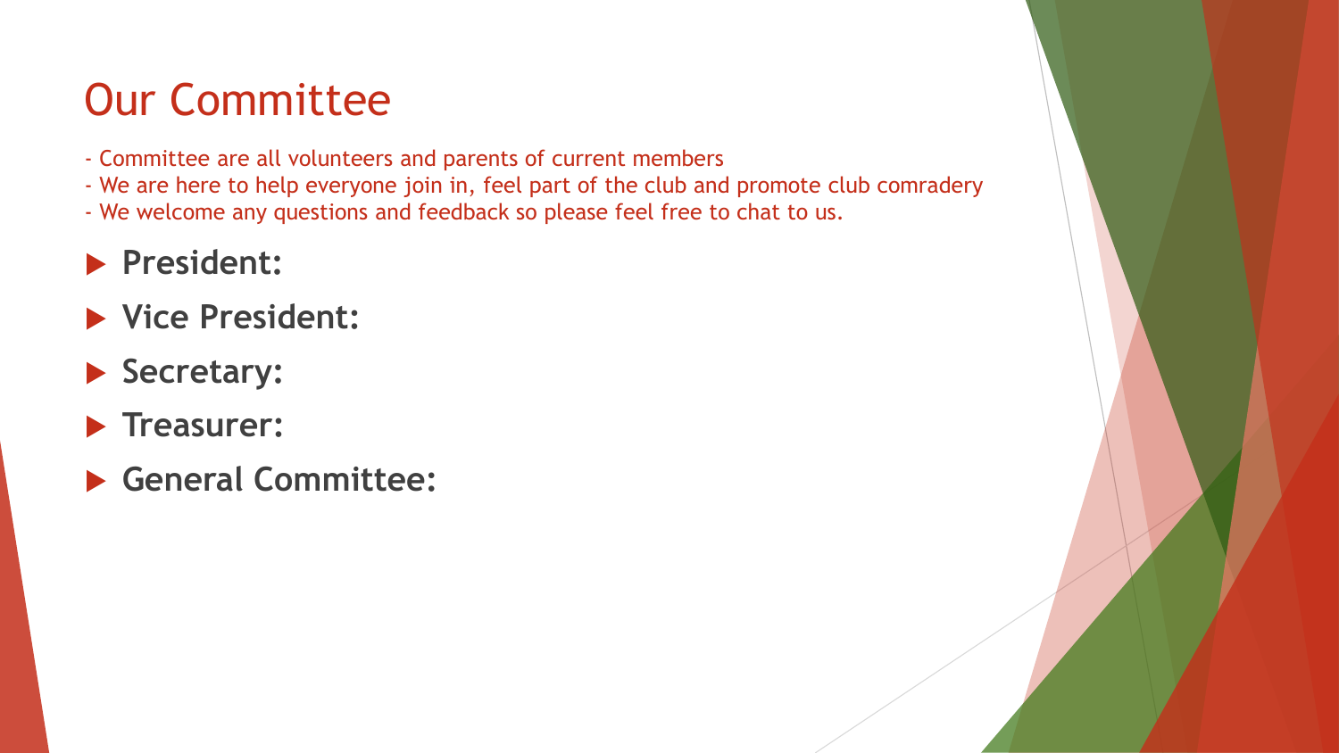# Our Committee

- Committee are all volunteers and parents of current members
- We are here to help everyone join in, feel part of the club and promote club comradery
- We welcome any questions and feedback so please feel free to chat to us.

- **President:**
- **Vice President:**
- **Secretary:**
- **Treasurer:**
- **General Committee:**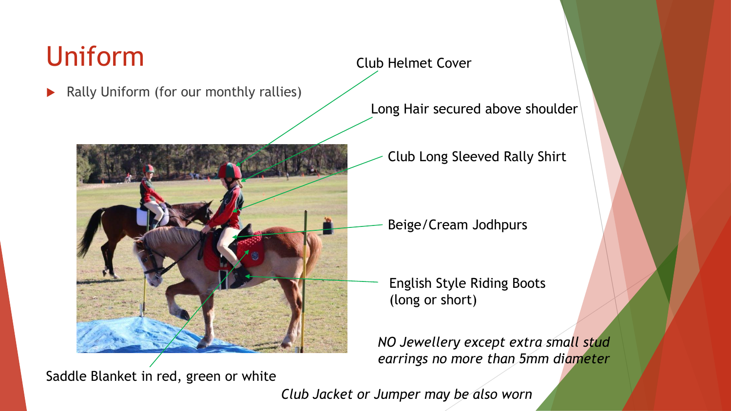# Uniform

- Rally Uniform (for our monthly rallies)

Club Helmet Cover

Long Hair secured above shoulder

Club Long Sleeved Rally Shirt

Beige/Cream Jodhpurs

English Style Riding Boots (long or short)

*NO Jewellery except extra small stud earrings no more than 5mm diameter*

Saddle Blanket in red, green or white

*Club Jacket or Jumper may be also worn*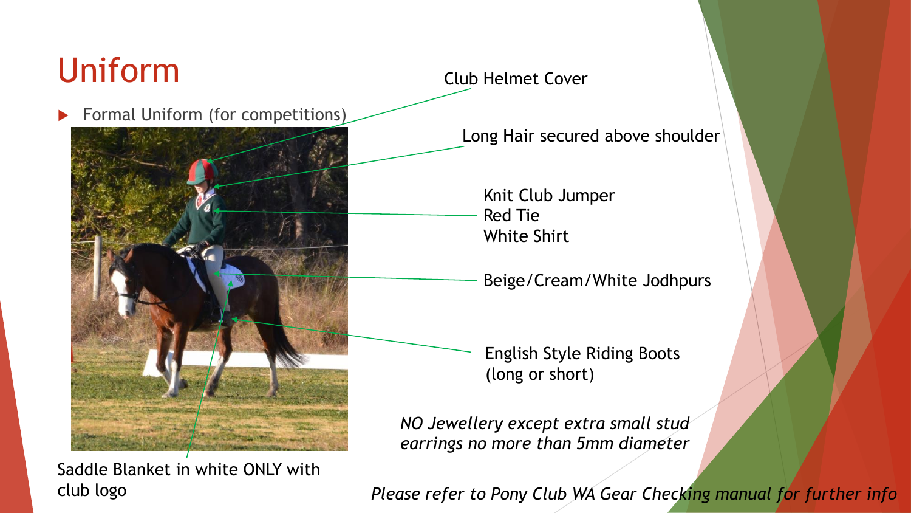# Uniform

- Formal Uniform (for competitions)

Club Helmet Cover

Long Hair secured above shoulder

Knit Club Jumper
Red Tie
White Shirt

Beige/Cream/White Jodhpurs

English Style Riding Boots
(long or short)

*NO Jewellery except extra small stud earrings no more than 5mm diameter*

Saddle Blanket in white ONLY with club logo

*Please refer to Pony Club WA Gear Checking manual for further info*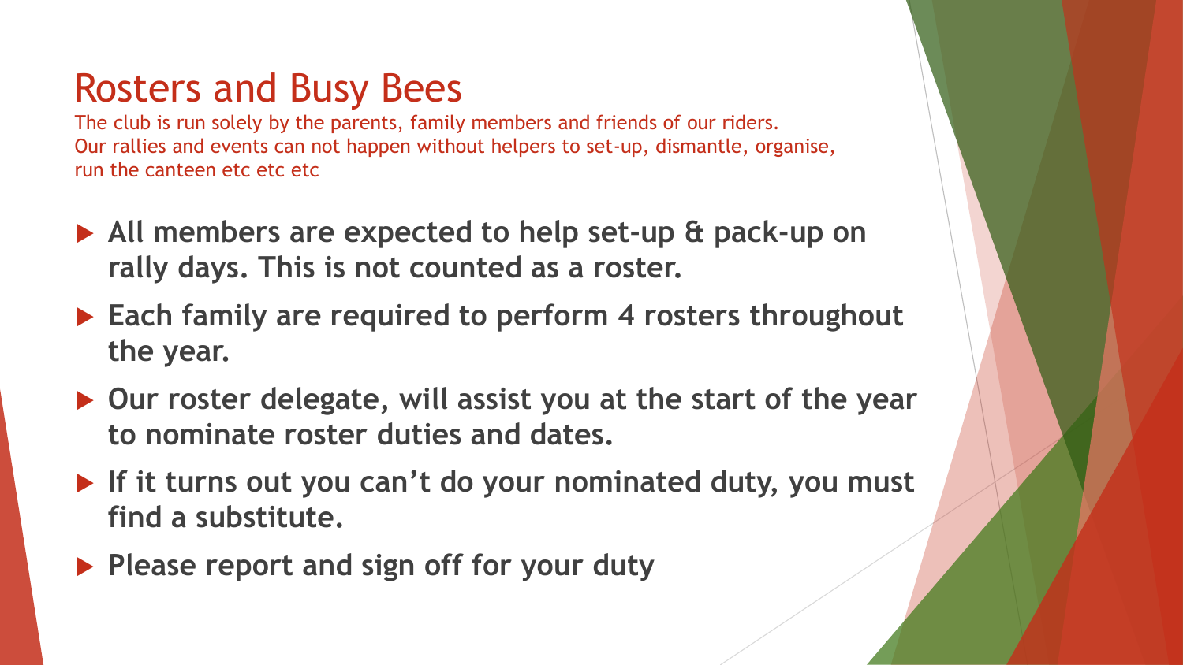# Rosters and Busy Bees

The club is run solely by the parents, family members and friends of our riders.
Our rallies and events can not happen without helpers to set-up, dismantle, organise, run the canteen etc etc etc

- **All members are expected to help set-up & pack-up on rally days. This is not counted as a roster.**
- **Each family are required to perform 4 rosters throughout the year.**
- **Our roster delegate, will assist you at the start of the year to nominate roster duties and dates.**
- **If it turns out you can't do your nominated duty, you must find a substitute.**
- **Please report and sign off for your duty**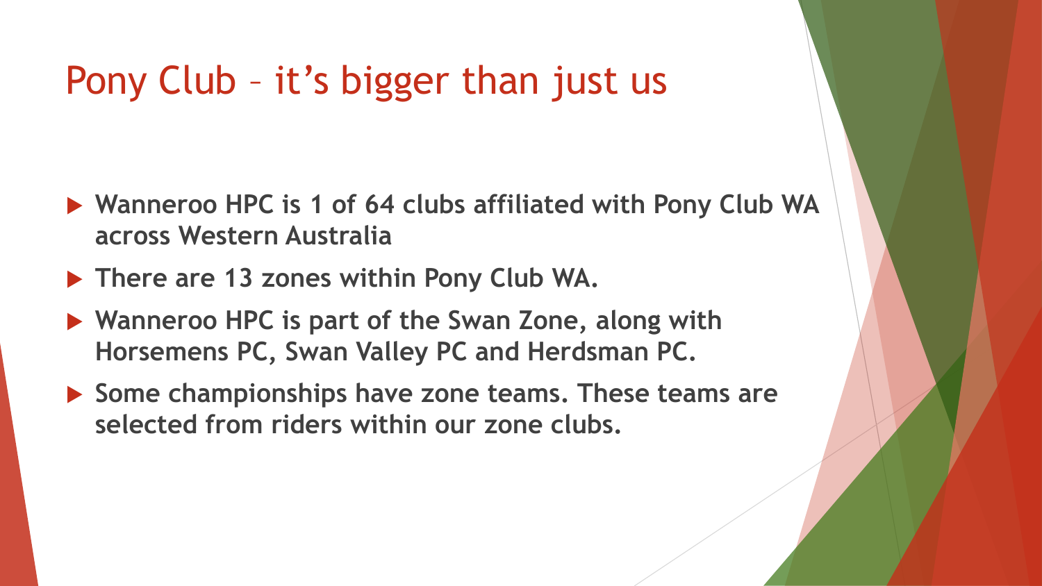# Pony Club – it's bigger than just us

- **Wanneroo HPC is 1 of 64 clubs affiliated with Pony Club WA across Western Australia**
- **There are 13 zones within Pony Club WA.**
- **Wanneroo HPC is part of the Swan Zone, along with Horsemens PC, Swan Valley PC and Herdsman PC.**
- **Some championships have zone teams. These teams are selected from riders within our zone clubs.**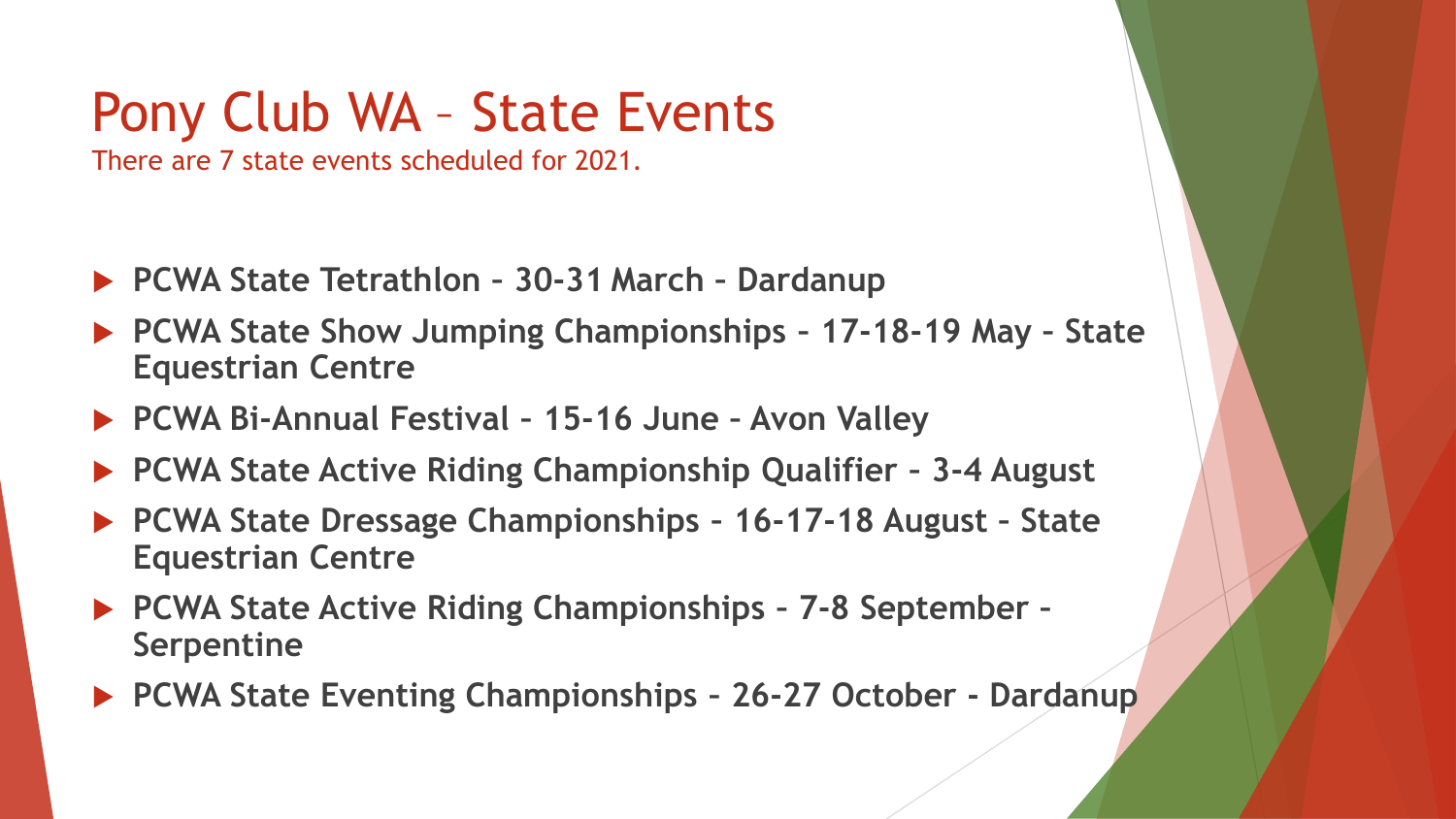# Pony Club WA – State Events

There are 7 state events scheduled for 2021.

- **PCWA State Tetrathlon – 30-31 March – Dardanup**
- **PCWA State Show Jumping Championships – 17-18-19 May – State Equestrian Centre**
- **PCWA Bi-Annual Festival – 15-16 June – Avon Valley**
- **PCWA State Active Riding Championship Qualifier – 3-4 August**
- **PCWA State Dressage Championships – 16-17-18 August – State Equestrian Centre**
- **PCWA State Active Riding Championships – 7-8 September – Serpentine**
- **PCWA State Eventing Championships – 26-27 October - Dardanup**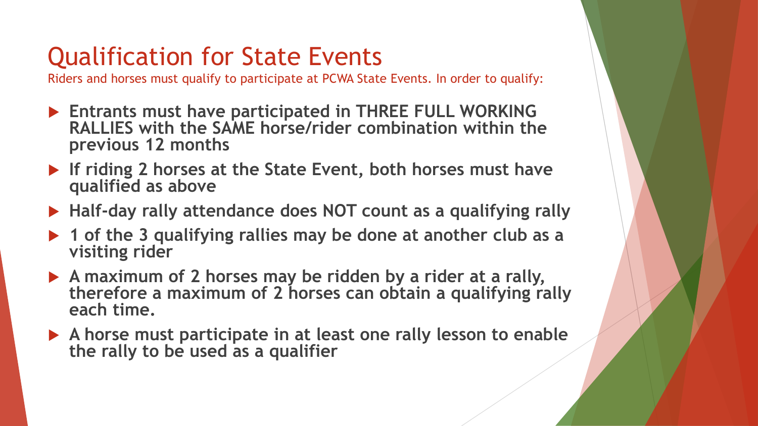# Qualification for State Events

Riders and horses must qualify to participate at PCWA State Events. In order to qualify:

- **Entrants must have participated in THREE FULL WORKING RALLIES with the SAME horse/rider combination within the previous 12 months**
- **If riding 2 horses at the State Event, both horses must have qualified as above**
- **Half-day rally attendance does NOT count as a qualifying rally**
- **1 of the 3 qualifying rallies may be done at another club as a visiting rider**
- **A maximum of 2 horses may be ridden by a rider at a rally, therefore a maximum of 2 horses can obtain a qualifying rally each time.**
- **A horse must participate in at least one rally lesson to enable the rally to be used as a qualifier**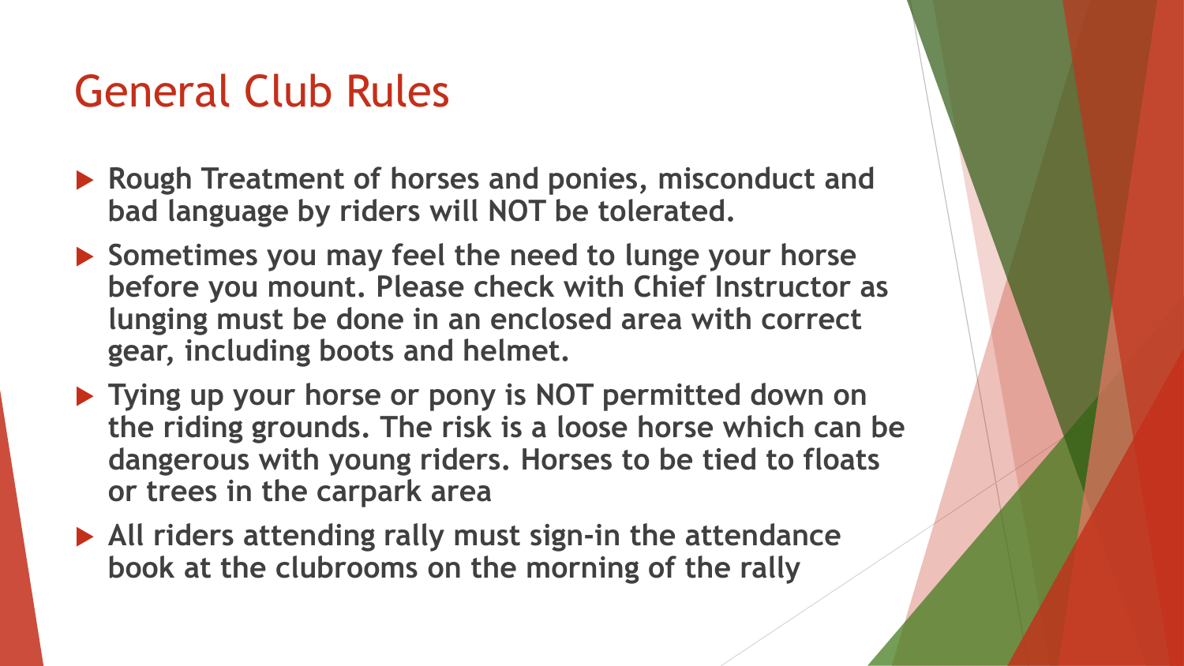# General Club Rules

- **Rough Treatment of horses and ponies, misconduct and bad language by riders will NOT be tolerated.**
- **Sometimes you may feel the need to lunge your horse before you mount. Please check with Chief Instructor as lunging must be done in an enclosed area with correct gear, including boots and helmet.**
- **Tying up your horse or pony is NOT permitted down on the riding grounds. The risk is a loose horse which can be dangerous with young riders. Horses to be tied to floats or trees in the carpark area**
- **All riders attending rally must sign-in the attendance book at the clubrooms on the morning of the rally**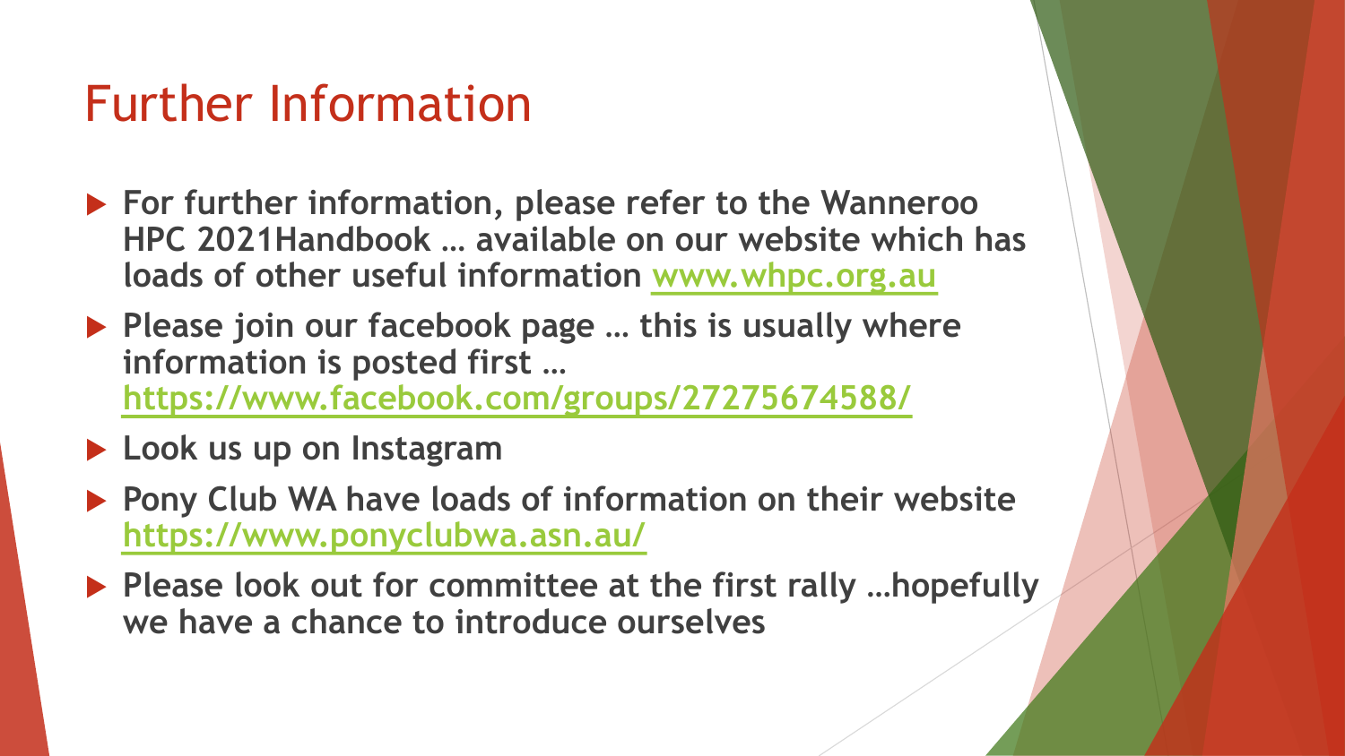# Further Information

- **For further information, please refer to the Wanneroo HPC 2021Handbook … available on our website which has loads of other useful information [www.whpc.org.au](www.whpc.org.au)**
- **Please join our facebook page … this is usually where information is posted first … [https://www.facebook.com/groups/27275674588/](https://www.facebook.com/groups/27275674588/)**
- **Look us up on Instagram**
- **Pony Club WA have loads of information on their website [https://www.ponyclubwa.asn.au/](https://www.ponyclubwa.asn.au/)**
- **Please look out for committee at the first rally …hopefully we have a chance to introduce ourselves**